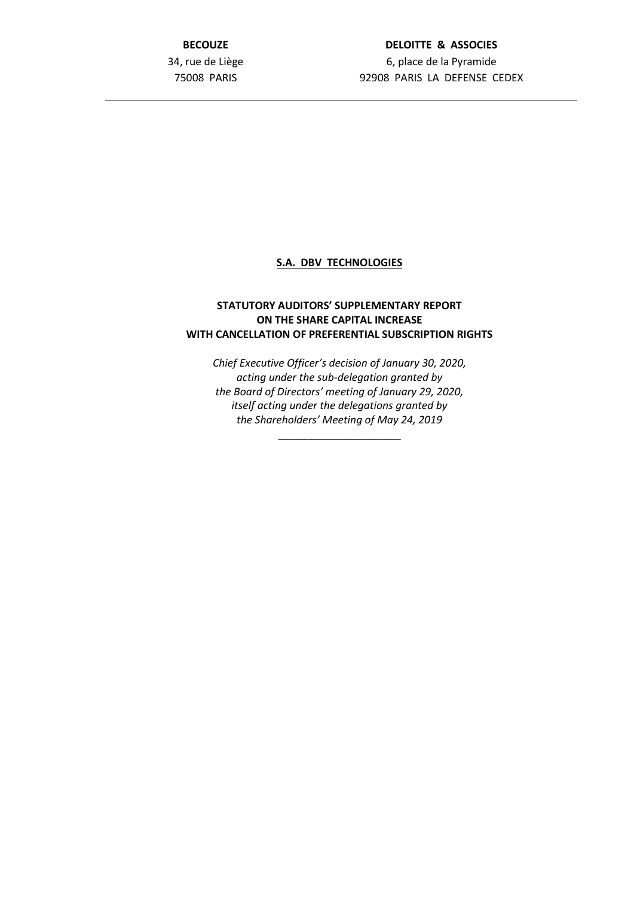**BECOUZE**
34, rue de Liège
75008 PARIS

**DELOITTE & ASSOCIES**
6, place de la Pyramide
92908 PARIS LA DEFENSE CEDEX

---

**S.A. DBV TECHNOLOGIES**

# STATUTORY AUDITORS' SUPPLEMENTARY REPORT ON THE SHARE CAPITAL INCREASE WITH CANCELLATION OF PREFERENTIAL SUBSCRIPTION RIGHTS

*Chief Executive Officer's decision of January 30, 2020,*
*acting under the sub-delegation granted by*
*the Board of Directors' meeting of January 29, 2020,*
*itself acting under the delegations granted by*
*the Shareholders' Meeting of May 24, 2019*

---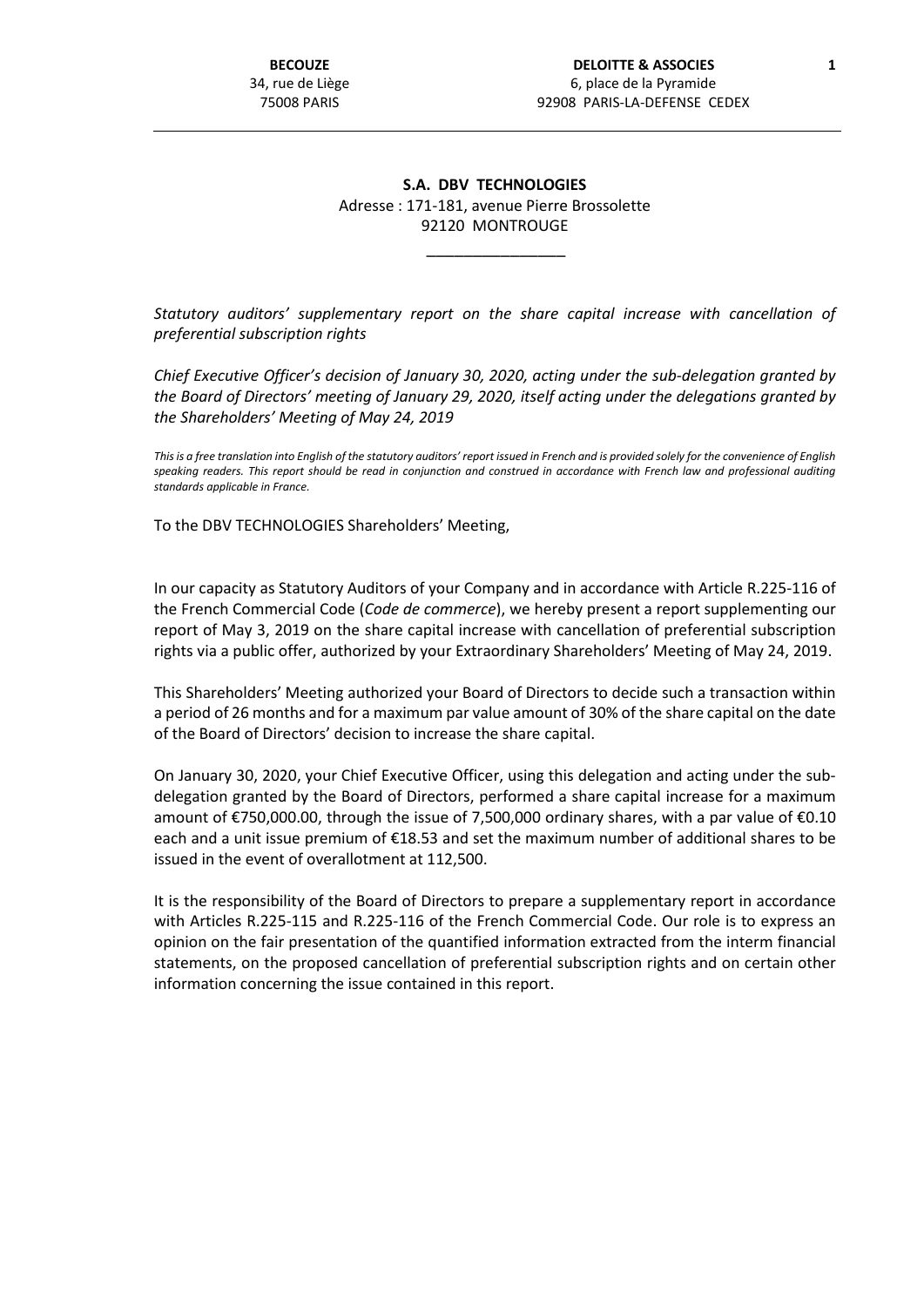BECOUZE
34, rue de Liège
75008 PARIS

DELOITTE & ASSOCIES
6, place de la Pyramide
92908 PARIS-LA-DEFENSE CEDEX

**S.A. DBV TECHNOLOGIES**
Adresse : 171-181, avenue Pierre Brossolette
92120 MONTROUGE

________________

*Statutory auditors' supplementary report on the share capital increase with cancellation of preferential subscription rights*

*Chief Executive Officer's decision of January 30, 2020, acting under the sub-delegation granted by the Board of Directors' meeting of January 29, 2020, itself acting under the delegations granted by the Shareholders' Meeting of May 24, 2019*

*This is a free translation into English of the statutory auditors' report issued in French and is provided solely for the convenience of English speaking readers. This report should be read in conjunction and construed in accordance with French law and professional auditing standards applicable in France.*

To the DBV TECHNOLOGIES Shareholders' Meeting,

In our capacity as Statutory Auditors of your Company and in accordance with Article R.225-116 of the French Commercial Code (*Code de commerce*), we hereby present a report supplementing our report of May 3, 2019 on the share capital increase with cancellation of preferential subscription rights via a public offer, authorized by your Extraordinary Shareholders' Meeting of May 24, 2019.

This Shareholders' Meeting authorized your Board of Directors to decide such a transaction within a period of 26 months and for a maximum par value amount of 30% of the share capital on the date of the Board of Directors' decision to increase the share capital.

On January 30, 2020, your Chief Executive Officer, using this delegation and acting under the sub-delegation granted by the Board of Directors, performed a share capital increase for a maximum amount of €750,000.00, through the issue of 7,500,000 ordinary shares, with a par value of €0.10 each and a unit issue premium of €18.53 and set the maximum number of additional shares to be issued in the event of overallotment at 112,500.

It is the responsibility of the Board of Directors to prepare a supplementary report in accordance with Articles R.225-115 and R.225-116 of the French Commercial Code. Our role is to express an opinion on the fair presentation of the quantified information extracted from the interm financial statements, on the proposed cancellation of preferential subscription rights and on certain other information concerning the issue contained in this report.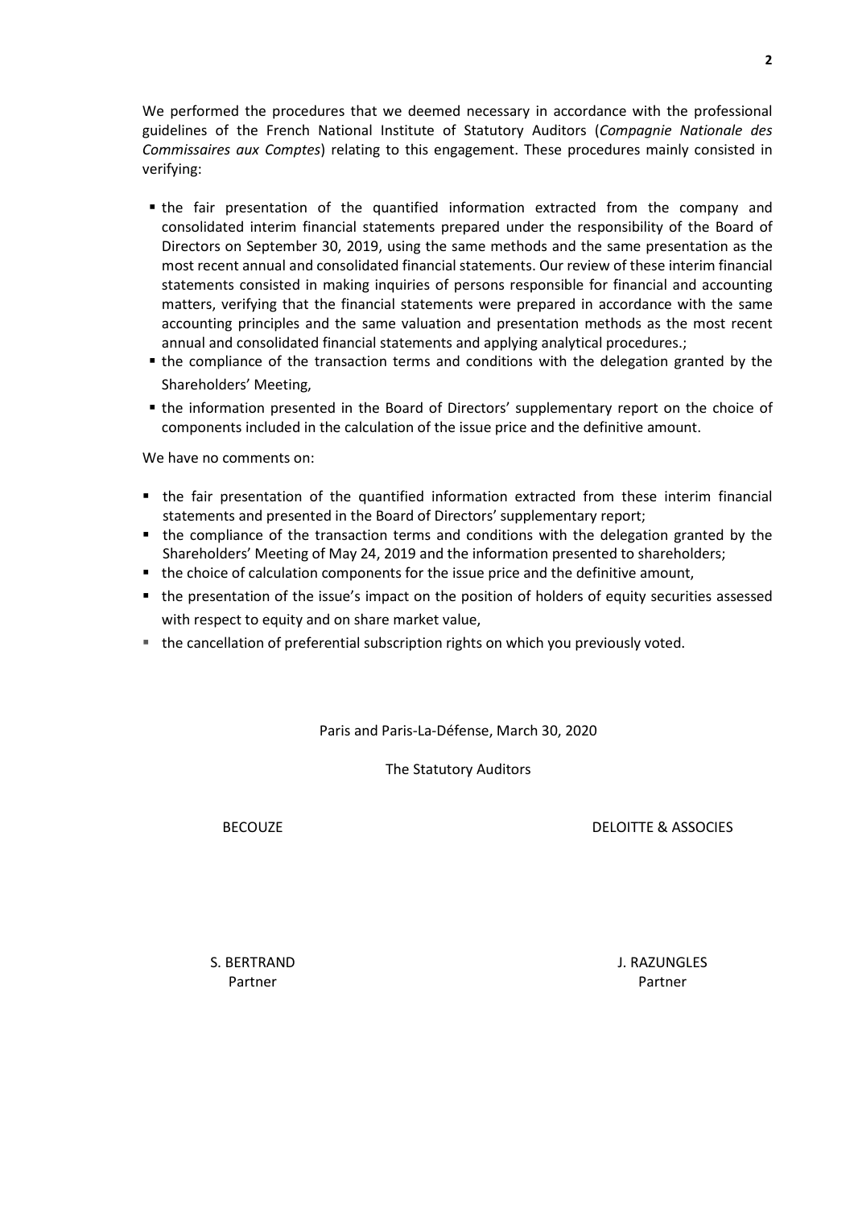We performed the procedures that we deemed necessary in accordance with the professional guidelines of the French National Institute of Statutory Auditors (*Compagnie Nationale des Commissaires aux Comptes*) relating to this engagement. These procedures mainly consisted in verifying:

- the fair presentation of the quantified information extracted from the company and consolidated interim financial statements prepared under the responsibility of the Board of Directors on September 30, 2019, using the same methods and the same presentation as the most recent annual and consolidated financial statements. Our review of these interim financial statements consisted in making inquiries of persons responsible for financial and accounting matters, verifying that the financial statements were prepared in accordance with the same accounting principles and the same valuation and presentation methods as the most recent annual and consolidated financial statements and applying analytical procedures.;
- the compliance of the transaction terms and conditions with the delegation granted by the Shareholders' Meeting,
- the information presented in the Board of Directors' supplementary report on the choice of components included in the calculation of the issue price and the definitive amount.

We have no comments on:

- the fair presentation of the quantified information extracted from these interim financial statements and presented in the Board of Directors' supplementary report;
- the compliance of the transaction terms and conditions with the delegation granted by the Shareholders' Meeting of May 24, 2019 and the information presented to shareholders;
- the choice of calculation components for the issue price and the definitive amount,
- the presentation of the issue's impact on the position of holders of equity securities assessed with respect to equity and on share market value,
- the cancellation of preferential subscription rights on which you previously voted.

Paris and Paris-La-Défense, March 30, 2020

The Statutory Auditors

| | |
|---|---|
| BECOUZE | DELOITTE & ASSOCIES |
| S. BERTRAND | J. RAZUNGLES |
| Partner | Partner |